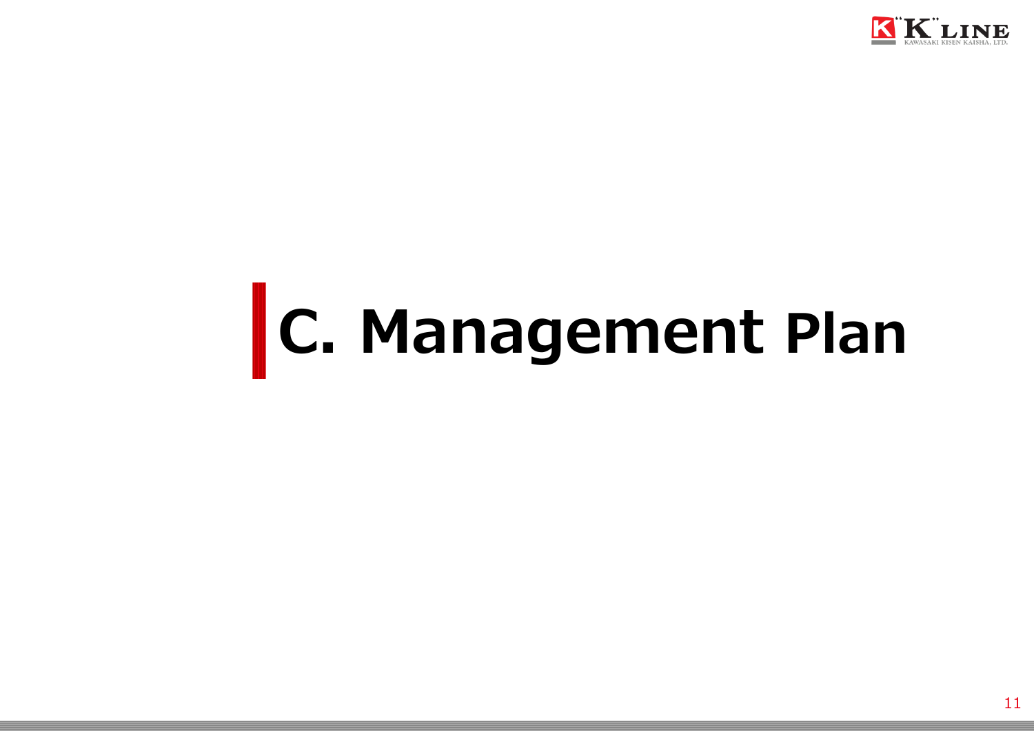# C. Management Plan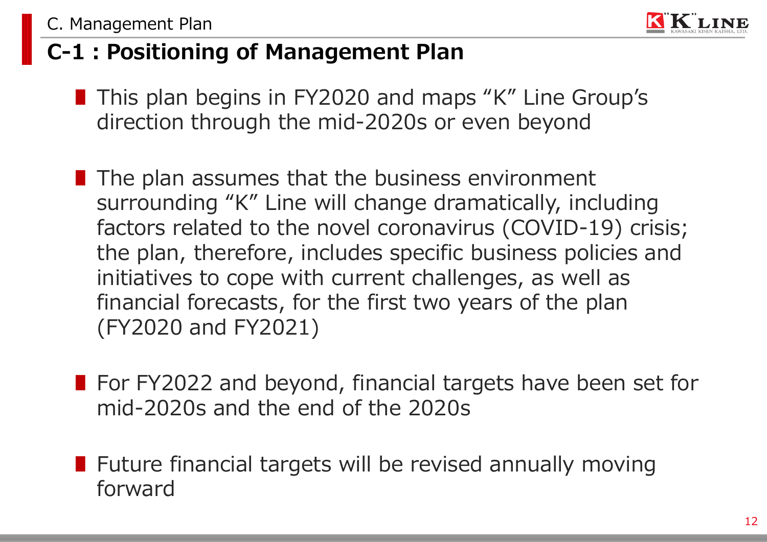C. Management Plan

## C-1 : Positioning of Management Plan

- This plan begins in FY2020 and maps "K" Line Group's direction through the mid-2020s or even beyond

- The plan assumes that the business environment surrounding "K" Line will change dramatically, including factors related to the novel coronavirus (COVID-19) crisis; the plan, therefore, includes specific business policies and initiatives to cope with current challenges, as well as financial forecasts, for the first two years of the plan (FY2020 and FY2021)

- For FY2022 and beyond, financial targets have been set for mid-2020s and the end of the 2020s

- Future financial targets will be revised annually moving forward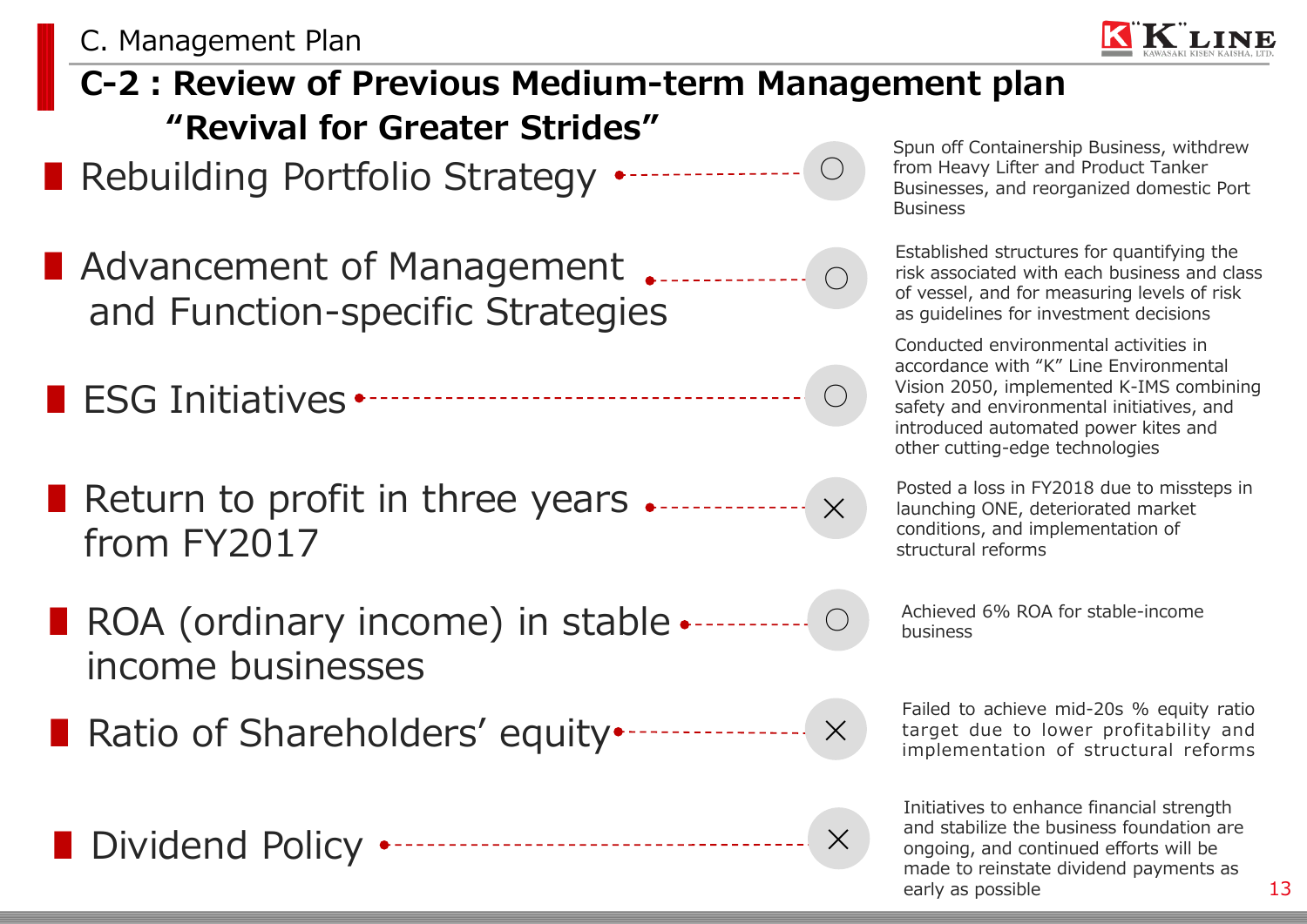C. Management Plan

# C-2 : Review of Previous Medium-term Management plan "Revival for Greater Strides"

| Item | Evaluation | Details |
|---|---|---|
| Rebuilding Portfolio Strategy | ○ | Spun off Containership Business, withdrew from Heavy Lifter and Product Tanker Businesses, and reorganized domestic Port Business |
| Advancement of Management and Function-specific Strategies | ○ | Established structures for quantifying the risk associated with each business and class of vessel, and for measuring levels of risk as guidelines for investment decisions |
| ESG Initiatives | ○ | Conducted environmental activities in accordance with “K” Line Environmental Vision 2050, implemented K-IMS combining safety and environmental initiatives, and introduced automated power kites and other cutting-edge technologies |
| Return to profit in three years from FY2017 | × | Posted a loss in FY2018 due to missteps in launching ONE, deteriorated market conditions, and implementation of structural reforms |
| ROA (ordinary income) in stable income businesses | ○ | Achieved 6% ROA for stable-income business |
| Ratio of Shareholders’ equity | × | Failed to achieve mid-20s % equity ratio target due to lower profitability and implementation of structural reforms |
| Dividend Policy | × | Initiatives to enhance financial strength and stabilize the business foundation are ongoing, and continued efforts will be made to reinstate dividend payments as early as possible |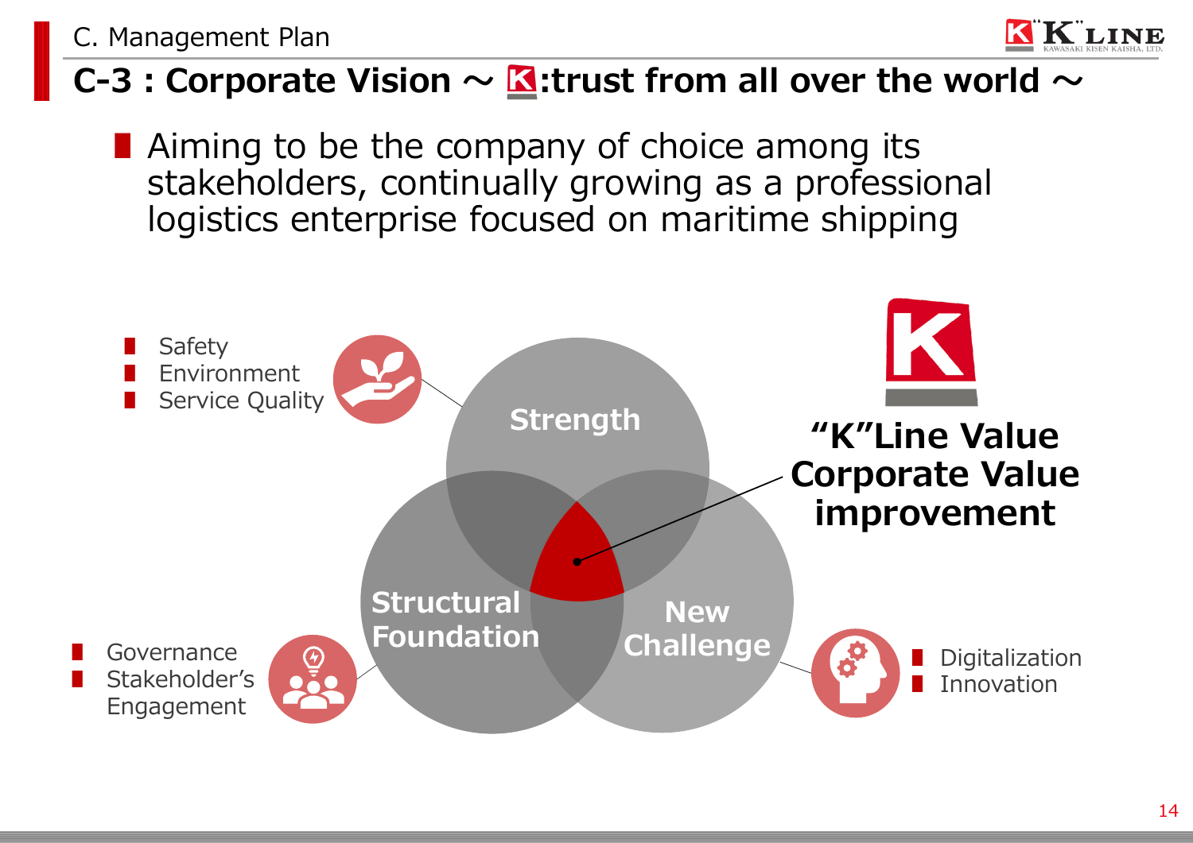C. Management Plan

# C-3 : Corporate Vision ～ K:trust from all over the world ～

- Aiming to be the company of choice among its stakeholders, continually growing as a professional logistics enterprise focused on maritime shipping

**Strength**
- Safety
- Environment
- Service Quality

**Structural Foundation**
- Governance
- Stakeholder's Engagement

**New Challenge**
- Digitalization
- Innovation

**"K"Line Value Corporate Value improvement**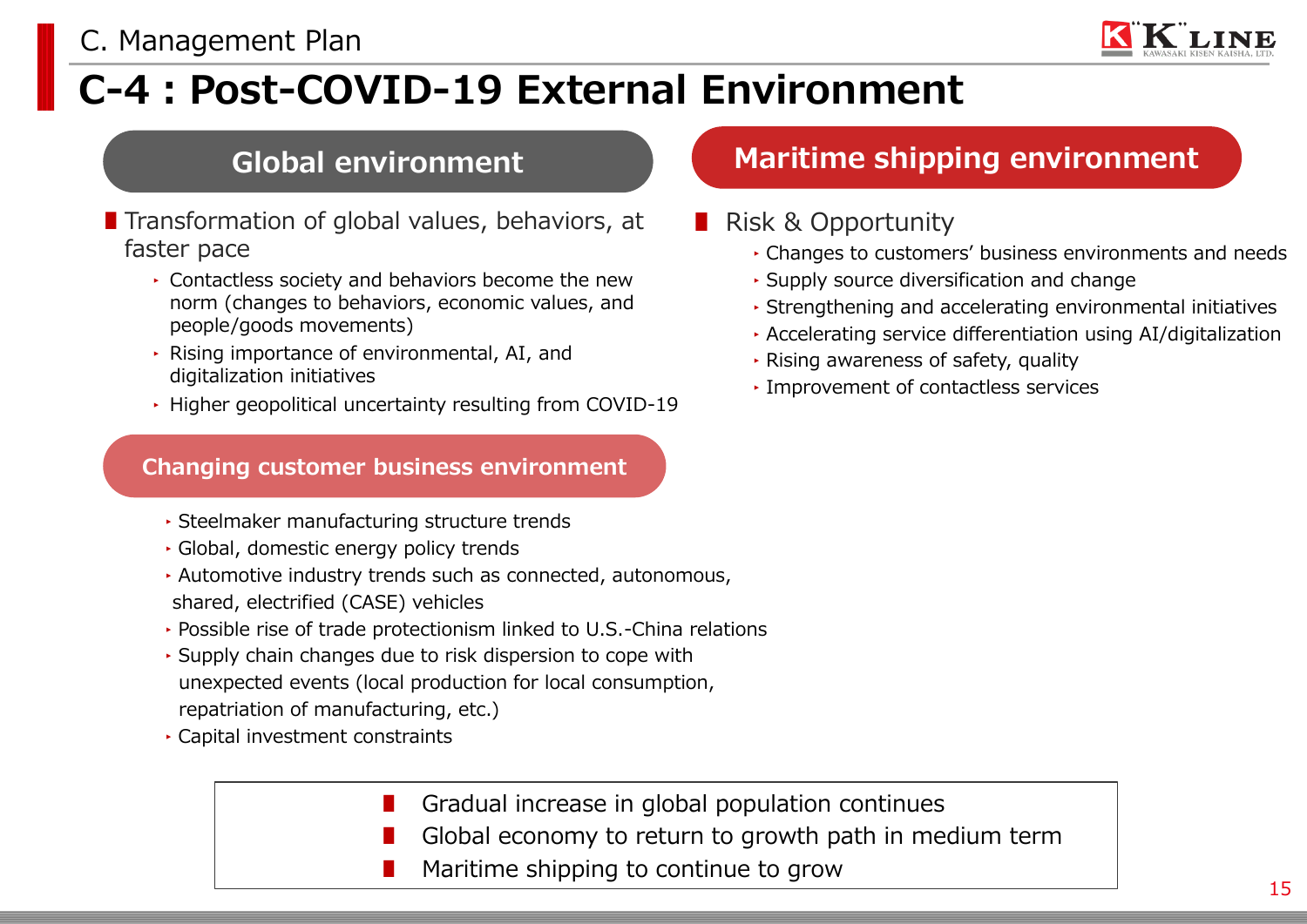C. Management Plan

# C-4 : Post-COVID-19 External Environment

## Global environment

- Transformation of global values, behaviors, at faster pace
  - Contactless society and behaviors become the new norm (changes to behaviors, economic values, and people/goods movements)
  - Rising importance of environmental, AI, and digitalization initiatives
  - Higher geopolitical uncertainty resulting from COVID-19

## Changing customer business environment

- Steelmaker manufacturing structure trends
- Global, domestic energy policy trends
- Automotive industry trends such as connected, autonomous, shared, electrified (CASE) vehicles
- Possible rise of trade protectionism linked to U.S.-China relations
- Supply chain changes due to risk dispersion to cope with unexpected events (local production for local consumption, repatriation of manufacturing, etc.)
- Capital investment constraints

## Maritime shipping environment

- Risk & Opportunity
  - Changes to customers' business environments and needs
  - Supply source diversification and change
  - Strengthening and accelerating environmental initiatives
  - Accelerating service differentiation using AI/digitalization
  - Rising awareness of safety, quality
  - Improvement of contactless services

---

- Gradual increase in global population continues
- Global economy to return to growth path in medium term
- Maritime shipping to continue to grow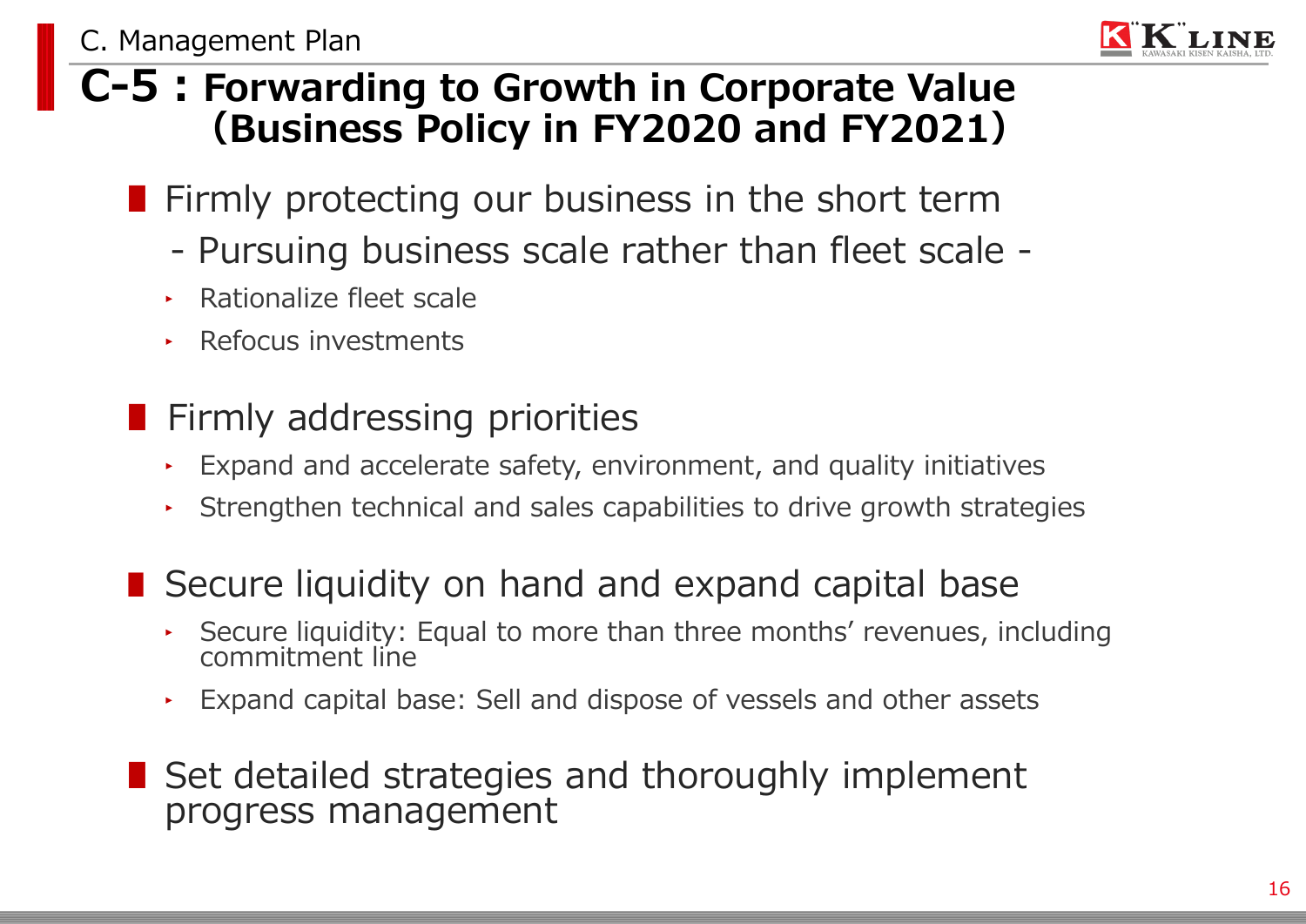C. Management Plan

# C-5 : Forwarding to Growth in Corporate Value (Business Policy in FY2020 and FY2021)

## Firmly protecting our business in the short term

- Pursuing business scale rather than fleet scale -

- Rationalize fleet scale
- Refocus investments

## Firmly addressing priorities

- Expand and accelerate safety, environment, and quality initiatives
- Strengthen technical and sales capabilities to drive growth strategies

## Secure liquidity on hand and expand capital base

- Secure liquidity: Equal to more than three months' revenues, including commitment line
- Expand capital base: Sell and dispose of vessels and other assets

## Set detailed strategies and thoroughly implement progress management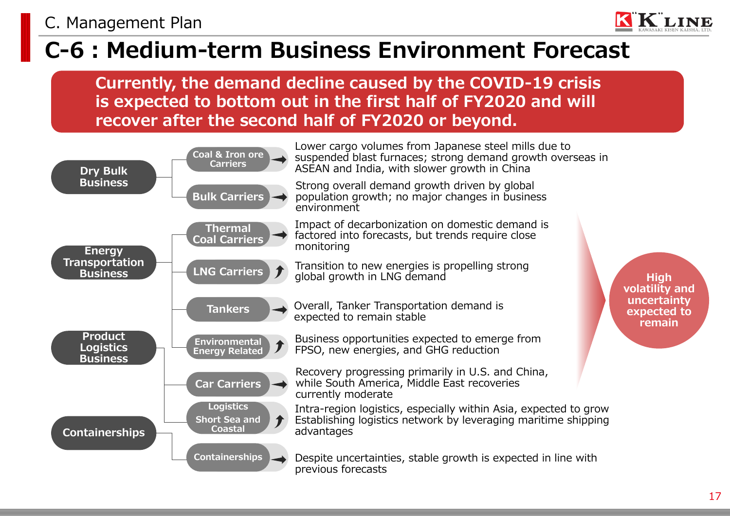C. Management Plan

# C-6 : Medium-term Business Environment Forecast

**Currently, the demand decline caused by the COVID-19 crisis is expected to bottom out in the first half of FY2020 and will recover after the second half of FY2020 or beyond.**

| Business | Segment | Trend | Outlook |
|---|---|---|---|
| Dry Bulk Business | Coal & Iron ore Carriers | → | Lower cargo volumes from Japanese steel mills due to suspended blast furnaces; strong demand growth overseas in ASEAN and India, with slower growth in China |
| | Bulk Carriers | → | Strong overall demand growth driven by global population growth; no major changes in business environment |
| Energy Transportation Business | Thermal Coal Carriers | → | Impact of decarbonization on domestic demand is factored into forecasts, but trends require close monitoring |
| | LNG Carriers | ↗ | Transition to new energies is propelling strong global growth in LNG demand |
| | Tankers | → | Overall, Tanker Transportation demand is expected to remain stable |
| | Environmental Energy Related | ↗ | Business opportunities expected to emerge from FPSO, new energies, and GHG reduction |
| Product Logistics Business | Car Carriers | → | Recovery progressing primarily in U.S. and China, while South America, Middle East recoveries currently moderate |
| | Logistics Short Sea and Coastal | ↗ | Intra-region logistics, especially within Asia, expected to grow Establishing logistics network by leveraging maritime shipping advantages |
| Containerships | Containerships | → | Despite uncertainties, stable growth is expected in line with previous forecasts |

**High volatility and uncertainty expected to remain**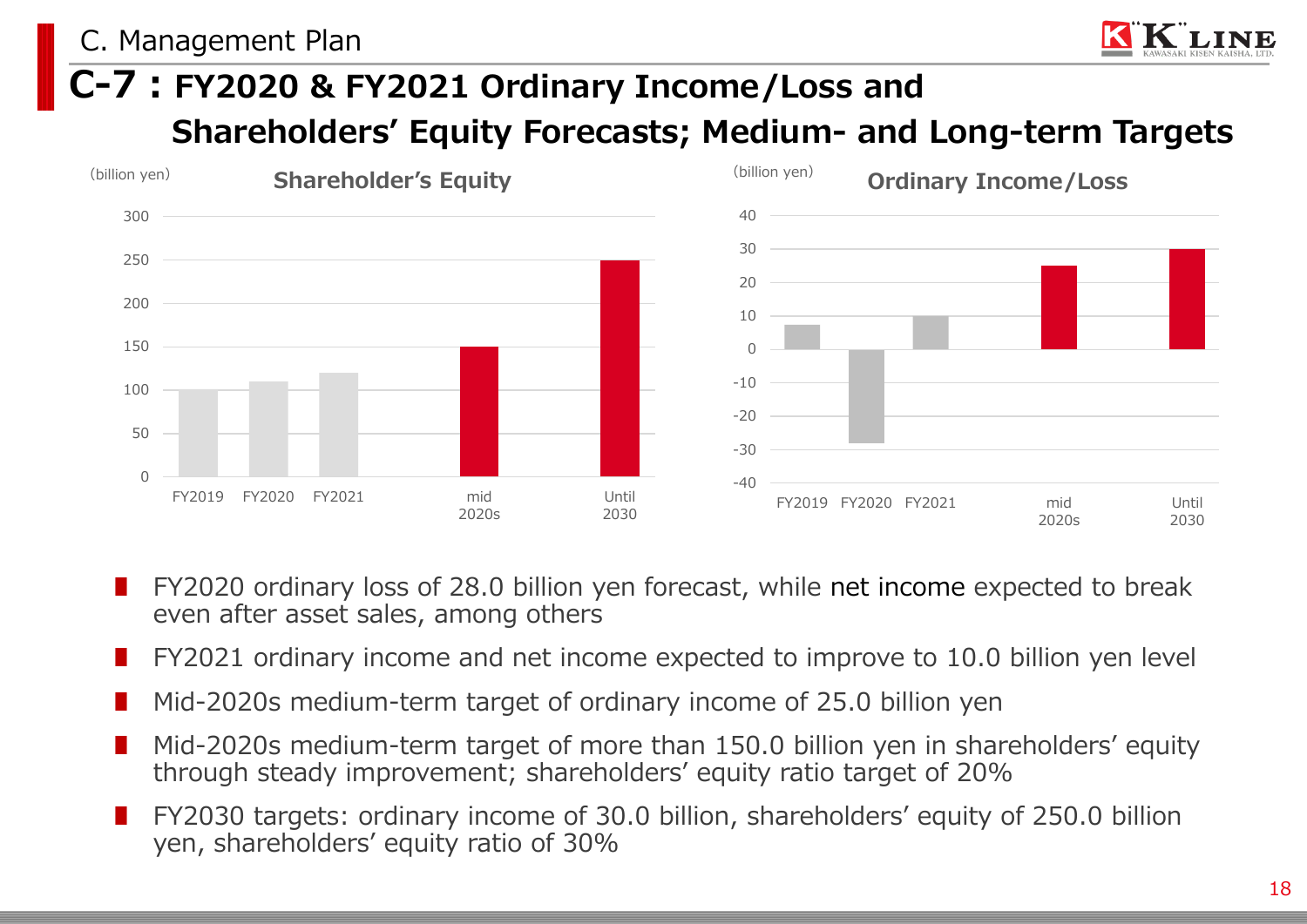C. Management Plan

# C-7 : FY2020 & FY2021 Ordinary Income/Loss and Shareholders' Equity Forecasts; Medium- and Long-term Targets

**Shareholder's Equity** (billion yen)

| | FY2019 | FY2020 | FY2021 | mid 2020s | Until 2030 |
|---|---|---|---|---|---|
| Shareholder's Equity | 100 | 110 | 120 | 150 | 250 |

**Ordinary Income/Loss** (billion yen)

| | FY2019 | FY2020 | FY2021 | mid 2020s | Until 2030 |
|---|---|---|---|---|---|
| Ordinary Income/Loss | 7.4 | -28 | 10 | 25 | 30 |

- FY2020 ordinary loss of 28.0 billion yen forecast, while net income expected to break even after asset sales, among others
- FY2021 ordinary income and net income expected to improve to 10.0 billion yen level
- Mid-2020s medium-term target of ordinary income of 25.0 billion yen
- Mid-2020s medium-term target of more than 150.0 billion yen in shareholders' equity through steady improvement; shareholders' equity ratio target of 20%
- FY2030 targets: ordinary income of 30.0 billion, shareholders' equity of 250.0 billion yen, shareholders' equity ratio of 30%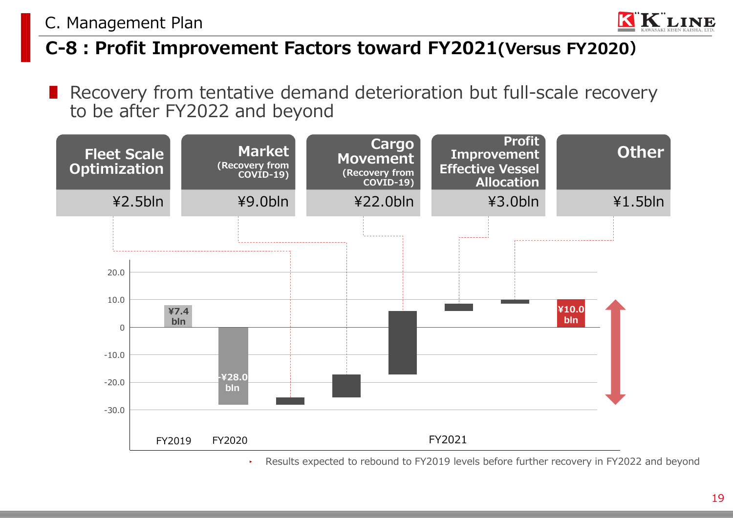C. Management Plan

# C-8 : Profit Improvement Factors toward FY2021(Versus FY2020)

- Recovery from tentative demand deterioration but full-scale recovery to be after FY2022 and beyond

| Fleet Scale Optimization | Market (Recovery from COVID-19) | Cargo Movement (Recovery from COVID-19) | Profit Improvement Effective Vessel Allocation | Other |
|---|---|---|---|---|
| ¥2.5bln | ¥9.0bln | ¥22.0bln | ¥3.0bln | ¥1.5bln |

FY2019: ¥7.4 bln

FY2020: -¥28.0 bln

FY2021: ¥10.0 bln

- Results expected to rebound to FY2019 levels before further recovery in FY2022 and beyond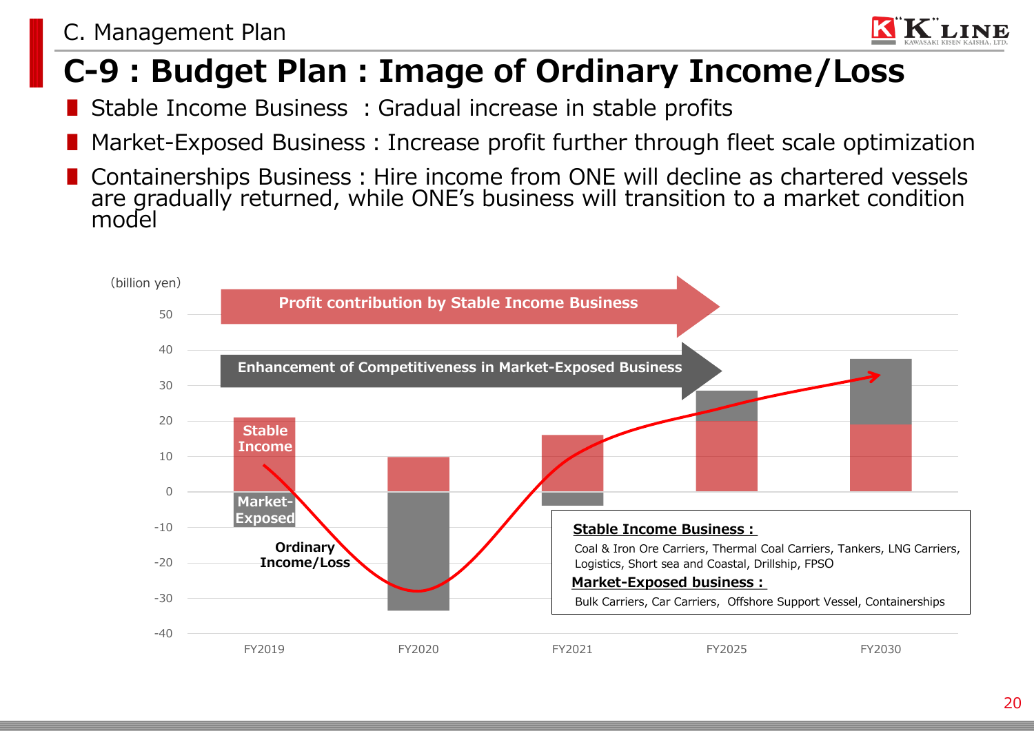# C-9 : Budget Plan : Image of Ordinary Income/Loss

- Stable Income Business : Gradual increase in stable profits
- Market-Exposed Business : Increase profit further through fleet scale optimization
- Containerships Business : Hire income from ONE will decline as chartered vessels are gradually returned, while ONE's business will transition to a market condition model

(billion yen)

Profit contribution by Stable Income Business

Enhancement of Competitiveness in Market-Exposed Business

Stable Income

Market-Exposed

Ordinary Income/Loss

FY2019 FY2020 FY2021 FY2025 FY2030

**Stable Income Business :**
Coal & Iron Ore Carriers, Thermal Coal Carriers, Tankers, LNG Carriers, Logistics, Short sea and Coastal, Drillship, FPSO

**Market-Exposed business :**
Bulk Carriers, Car Carriers, Offshore Support Vessel, Containerships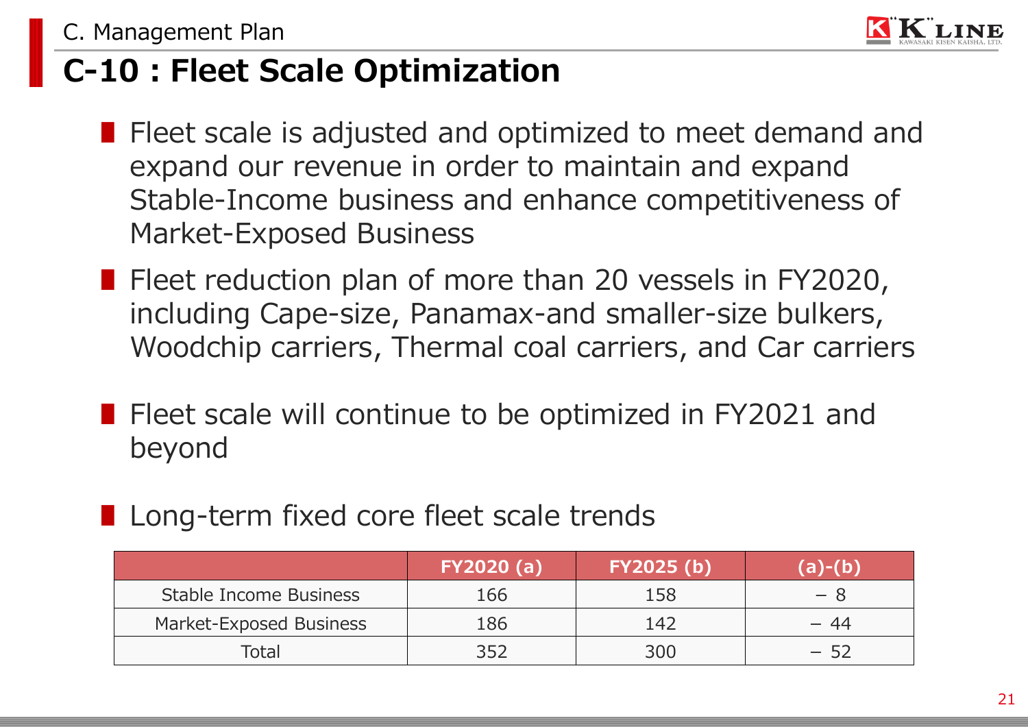C. Management Plan

# C-10 : Fleet Scale Optimization

- Fleet scale is adjusted and optimized to meet demand and expand our revenue in order to maintain and expand Stable-Income business and enhance competitiveness of Market-Exposed Business
- Fleet reduction plan of more than 20 vessels in FY2020, including Cape-size, Panamax-and smaller-size bulkers, Woodchip carriers, Thermal coal carriers, and Car carriers
- Fleet scale will continue to be optimized in FY2021 and beyond
- Long-term fixed core fleet scale trends

| | FY2020 (a) | FY2025 (b) | (a)-(b) |
|---|---|---|---|
| Stable Income Business | 166 | 158 | − 8 |
| Market-Exposed Business | 186 | 142 | − 44 |
| Total | 352 | 300 | − 52 |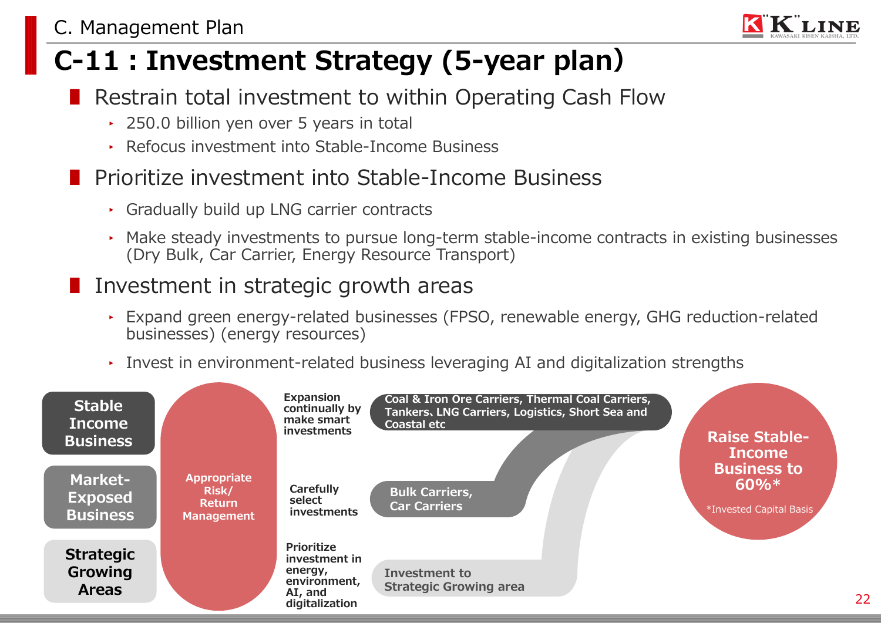C. Management Plan

# C-11 : Investment Strategy (5-year plan)

## Restrain total investment to within Operating Cash Flow

- 250.0 billion yen over 5 years in total
- Refocus investment into Stable-Income Business

## Prioritize investment into Stable-Income Business

- Gradually build up LNG carrier contracts
- Make steady investments to pursue long-term stable-income contracts in existing businesses (Dry Bulk, Car Carrier, Energy Resource Transport)

## Investment in strategic growth areas

- Expand green energy-related businesses (FPSO, renewable energy, GHG reduction-related businesses) (energy resources)
- Invest in environment-related business leveraging AI and digitalization strengths

**Appropriate Risk/ Return Management**

| Business | Approach | Target |
|---|---|---|
| **Stable Income Business** | Expansion continually by make smart investments | Coal & Iron Ore Carriers, Thermal Coal Carriers, Tankers、LNG Carriers, Logistics, Short Sea and Coastal etc |
| **Market-Exposed Business** | Carefully select investments | Bulk Carriers, Car Carriers |
| **Strategic Growing Areas** | Prioritize investment in energy, environment, AI, and digitalization | Investment to Strategic Growing area |

**Raise Stable-Income Business to 60%***

*Invested Capital Basis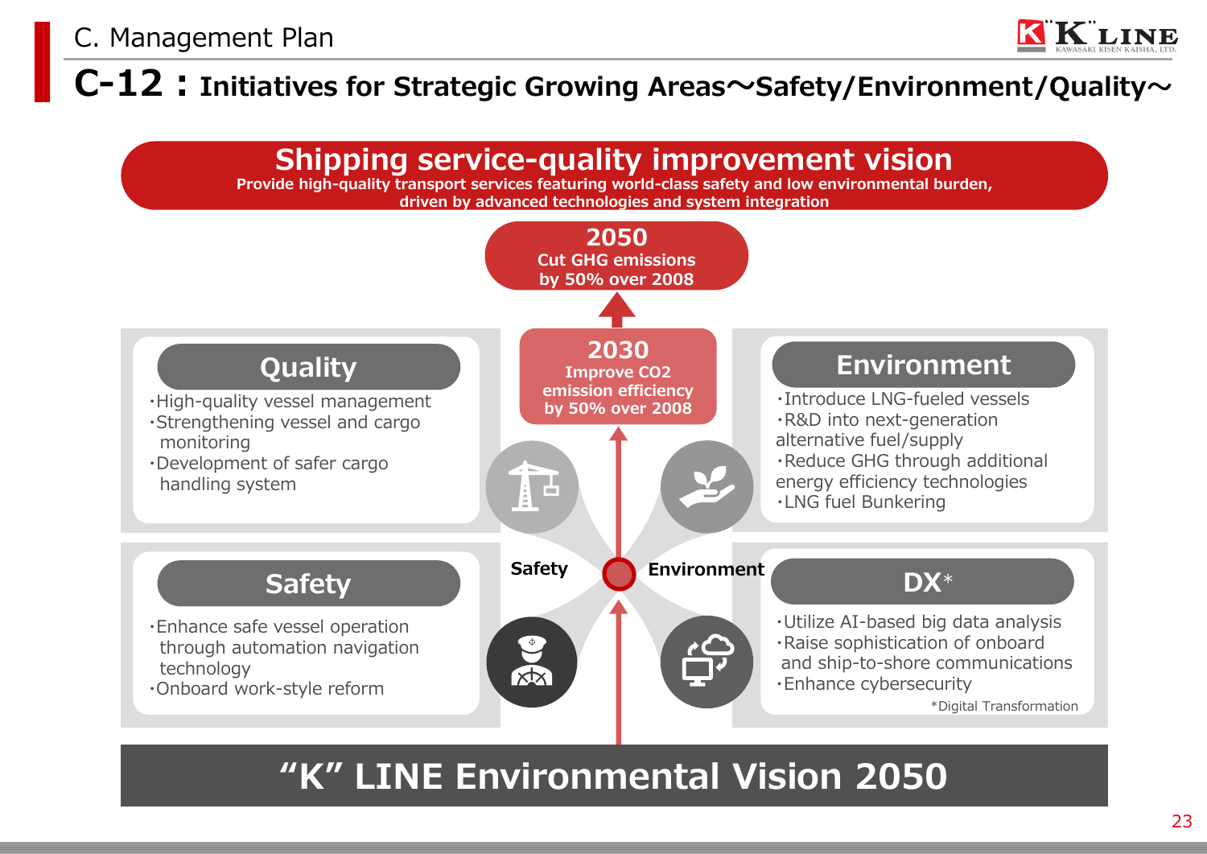# C-12：Initiatives for Strategic Growing Areas～Safety/Environment/Quality～

## Shipping service-quality improvement vision

**Provide high-quality transport services featuring world-class safety and low environmental burden, driven by advanced technologies and system integration**

**2050**
**Cut GHG emissions by 50% over 2008**

**2030**
**Improve CO2 emission efficiency by 50% over 2008**

### Quality

- High-quality vessel management
- Strengthening vessel and cargo monitoring
- Development of safer cargo handling system

### Environment

- Introduce LNG-fueled vessels
- R&D into next-generation alternative fuel/supply
- Reduce GHG through additional energy efficiency technologies
- LNG fuel Bunkering

**Safety** **Environment**

### Safety

- Enhance safe vessel operation through automation navigation technology
- Onboard work-style reform

### DX*

- Utilize AI-based big data analysis
- Raise sophistication of onboard and ship-to-shore communications
- Enhance cybersecurity

*Digital Transformation

## "K" LINE Environmental Vision 2050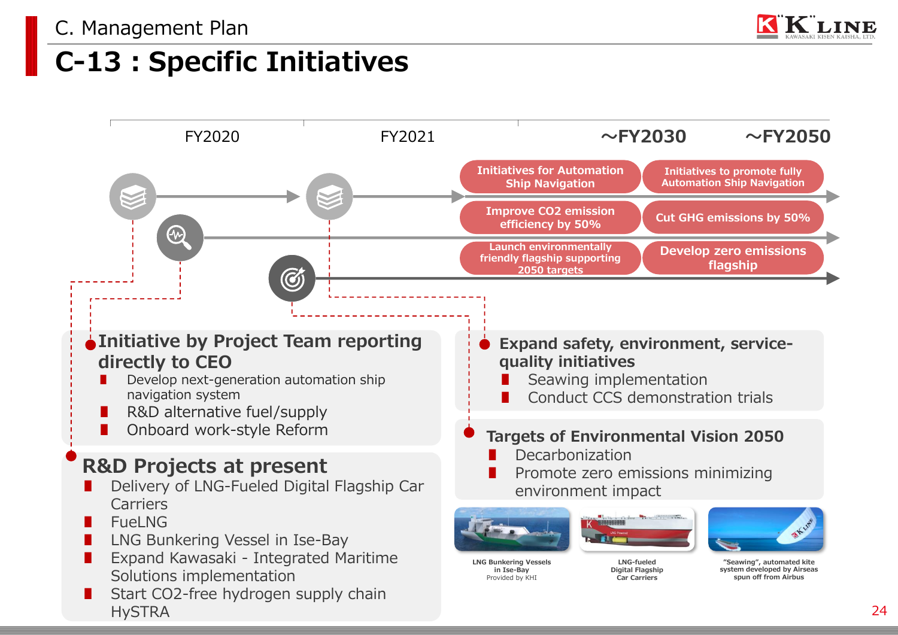C. Management Plan

# C-13 : Specific Initiatives

| FY2020 | FY2021 | ~FY2030 | ~FY2050 |
|---|---|---|---|
| | | Initiatives for Automation Ship Navigation | Initiatives to promote fully Automation Ship Navigation |
| | | Improve $CO_2$ emission efficiency by 50% | Cut GHG emissions by 50% |
| | | Launch environmentally friendly flagship supporting 2050 targets | Develop zero emissions flagship |

## Initiative by Project Team reporting directly to CEO

- Develop next-generation automation ship navigation system
- R&D alternative fuel/supply
- Onboard work-style Reform

## R&D Projects at present

- Delivery of LNG-Fueled Digital Flagship Car Carriers
- FueLNG
- LNG Bunkering Vessel in Ise-Bay
- Expand Kawasaki - Integrated Maritime Solutions implementation
- Start $CO_2$-free hydrogen supply chain HySTRA

## Expand safety, environment, service-quality initiatives

- Seawing implementation
- Conduct CCS demonstration trials

## Targets of Environmental Vision 2050

- Decarbonization
- Promote zero emissions minimizing environment impact

LNG Bunkering Vessels in Ise-Bay Provided by KHI

LNG-fueled Digital Flagship Car Carriers

"Seawing", automated kite system developed by Airseas spun off from Airbus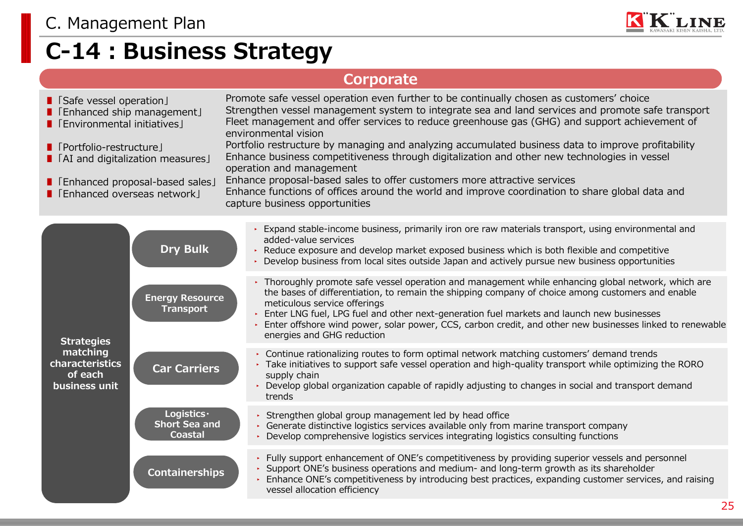C. Management Plan

# C-14 : Business Strategy

## Corporate

| | |
|---|---|
| ■ 「Safe vessel operation」 | Promote safe vessel operation even further to be continually chosen as customers' choice |
| ■ 「Enhanced ship management」 | Strengthen vessel management system to integrate sea and land services and promote safe transport |
| ■ 「Environmental initiatives」 | Fleet management and offer services to reduce greenhouse gas (GHG) and support achievement of environmental vision |
| ■ 「Portfolio-restructure」 | Portfolio restructure by managing and analyzing accumulated business data to improve profitability |
| ■ 「AI and digitalization measures」 | Enhance business competitiveness through digitalization and other new technologies in vessel operation and management |
| ■ 「Enhanced proposal-based sales」 | Enhance proposal-based sales to offer customers more attractive services |
| ■ 「Enhanced overseas network」 | Enhance functions of offices around the world and improve coordination to share global data and capture business opportunities |

## Strategies matching characteristics of each business unit

### Dry Bulk

- Expand stable-income business, primarily iron ore raw materials transport, using environmental and added-value services
- Reduce exposure and develop market exposed business which is both flexible and competitive
- Develop business from local sites outside Japan and actively pursue new business opportunities

### Energy Resource Transport

- Thoroughly promote safe vessel operation and management while enhancing global network, which are the bases of differentiation, to remain the shipping company of choice among customers and enable meticulous service offerings
- Enter LNG fuel, LPG fuel and other next-generation fuel markets and launch new businesses
- Enter offshore wind power, solar power, CCS, carbon credit, and other new businesses linked to renewable energies and GHG reduction

### Car Carriers

- Continue rationalizing routes to form optimal network matching customers' demand trends
- Take initiatives to support safe vessel operation and high-quality transport while optimizing the RORO supply chain
- Develop global organization capable of rapidly adjusting to changes in social and transport demand trends

### Logistics・Short Sea and Coastal

- Strengthen global group management led by head office
- Generate distinctive logistics services available only from marine transport company
- Develop comprehensive logistics services integrating logistics consulting functions

### Containerships

- Fully support enhancement of ONE's competitiveness by providing superior vessels and personnel
- Support ONE's business operations and medium- and long-term growth as its shareholder
- Enhance ONE's competitiveness by introducing best practices, expanding customer services, and raising vessel allocation efficiency